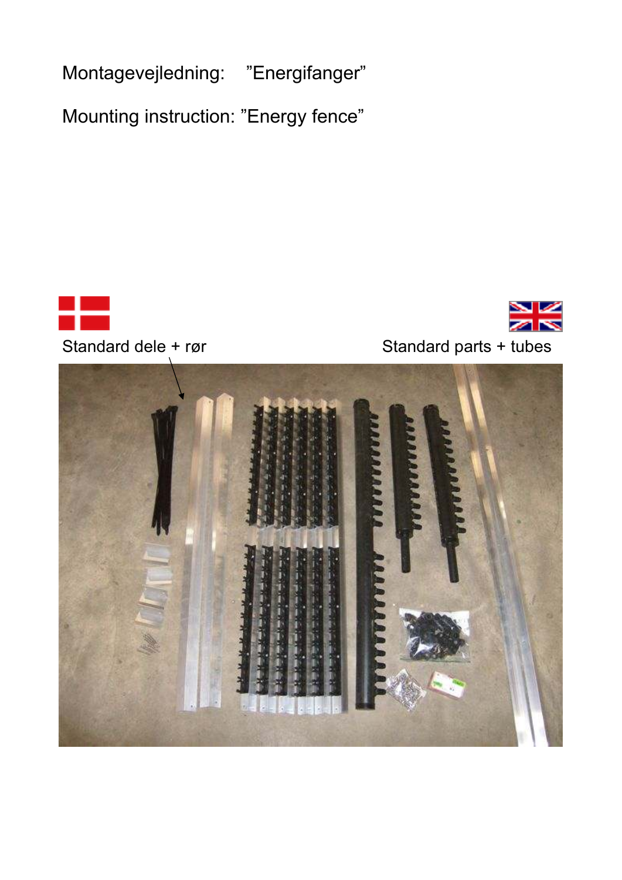Montagevejledning: ”Energifanger”

Mounting instruction: ”Energy fence”

Standard dele + rør

Standard parts + tubes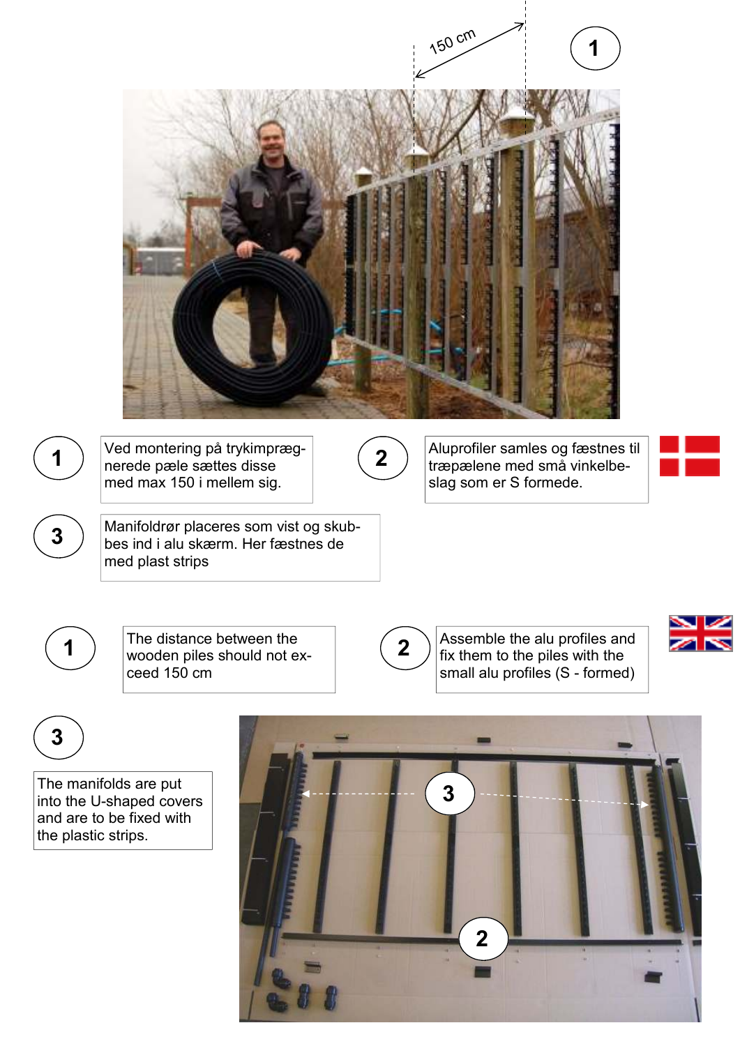1 Ved montering på trykimprægnerede pæle sættes disse med max 150 i mellem sig.

2 Aluprofiler samles og fæstnes til træpælene med små vinkelbeslag som er S formede.

3 Manifoldrør placeres som vist og skubbes ind i alu skærm. Her fæstnes de med plast strips

1 The distance between the wooden piles should not exceed 150 cm

2 Assemble the alu profiles and fix them to the piles with the small alu profiles (S - formed)

3 The manifolds are put into the U-shaped covers and are to be fixed with the plastic strips.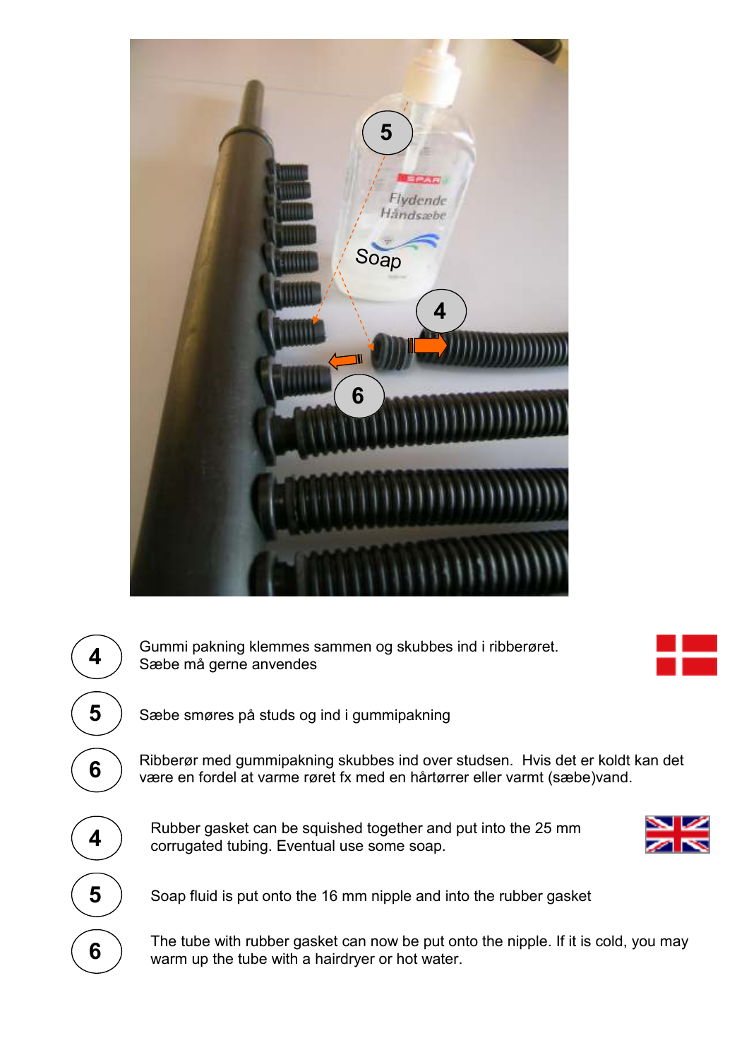4 Gummi pakning klemmes sammen og skubbes ind i ribberøret. Sæbe må gerne anvendes

5 Sæbe smøres på studs og ind i gummipakning

6 Ribberør med gummipakning skubbes ind over studsen. Hvis det er koldt kan det være en fordel at varme røret fx med en hårtørrer eller varmt (sæbe)vand.

4 Rubber gasket can be squished together and put into the 25 mm corrugated tubing. Eventual use some soap.

5 Soap fluid is put onto the 16 mm nipple and into the rubber gasket

6 The tube with rubber gasket can now be put onto the nipple. If it is cold, you may warm up the tube with a hairdryer or hot water.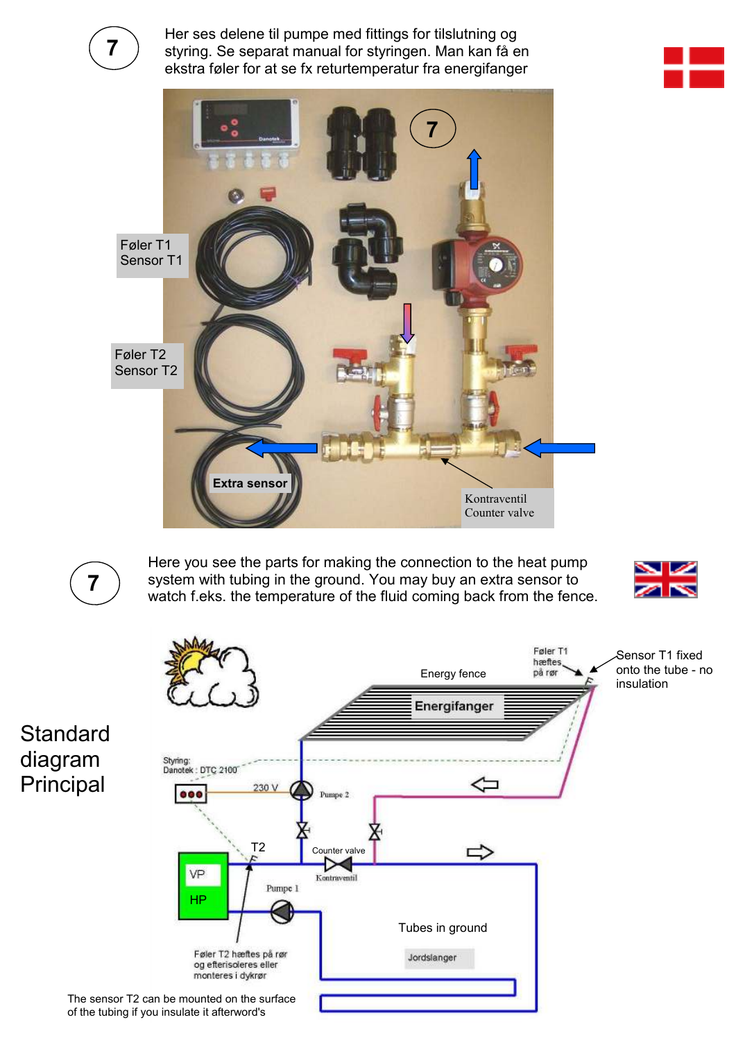7

Her ses delene til pumpe med fittings for tilslutning og styring. Se separat manual for styringen. Man kan få en ekstra føler for at se fx returtemperatur fra energifanger

7

Føler T1
Sensor T1

Føler T2
Sensor T2

Extra sensor

Kontraventil
Counter valve

7

Here you see the parts for making the connection to the heat pump system with tubing in the ground. You may buy an extra sensor to watch f.eks. the temperature of the fluid coming back from the fence.

Standard diagram Principal

Føler T1 hæftes på rør

Sensor T1 fixed onto the tube - no insulation

Energy fence

Energifanger

Styring: Danotek : DTC 2100

230 V

Pumpe 2

T2

Counter valve

Kontraventil

VP

HP

Pumpe 1

Tubes in ground

Jordslanger

Føler T2 hæftes på rør og efterisoleres eller monteres i dykrør

The sensor T2 can be mounted on the surface of the tubing if you insulate it afterword's